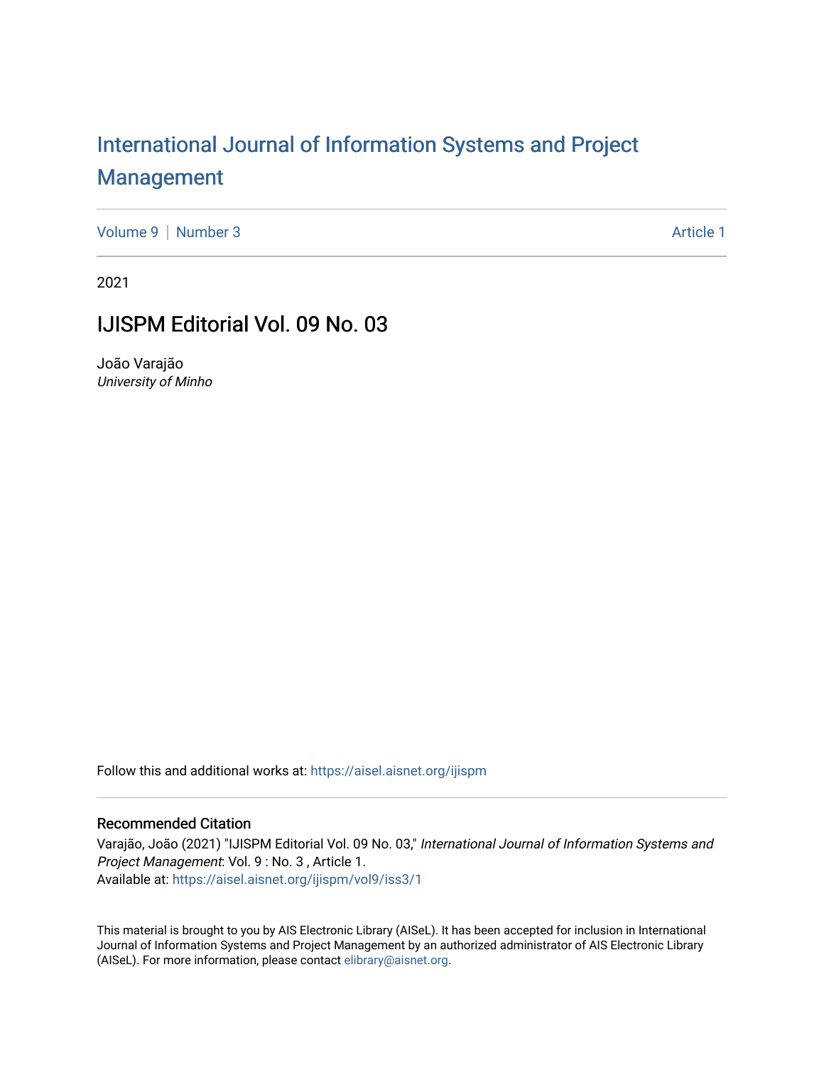# International Journal of Information Systems and Project Management

Volume 9 | Number 3 Article 1

2021

## IJISPM Editorial Vol. 09 No. 03

João Varajão
*University of Minho*

Follow this and additional works at: https://aisel.aisnet.org/ijispm

### Recommended Citation

Varajão, João (2021) "IJISPM Editorial Vol. 09 No. 03," *International Journal of Information Systems and Project Management*: Vol. 9 : No. 3 , Article 1.
Available at: https://aisel.aisnet.org/ijispm/vol9/iss3/1

This material is brought to you by AIS Electronic Library (AISeL). It has been accepted for inclusion in International Journal of Information Systems and Project Management by an authorized administrator of AIS Electronic Library (AISeL). For more information, please contact elibrary@aisnet.org.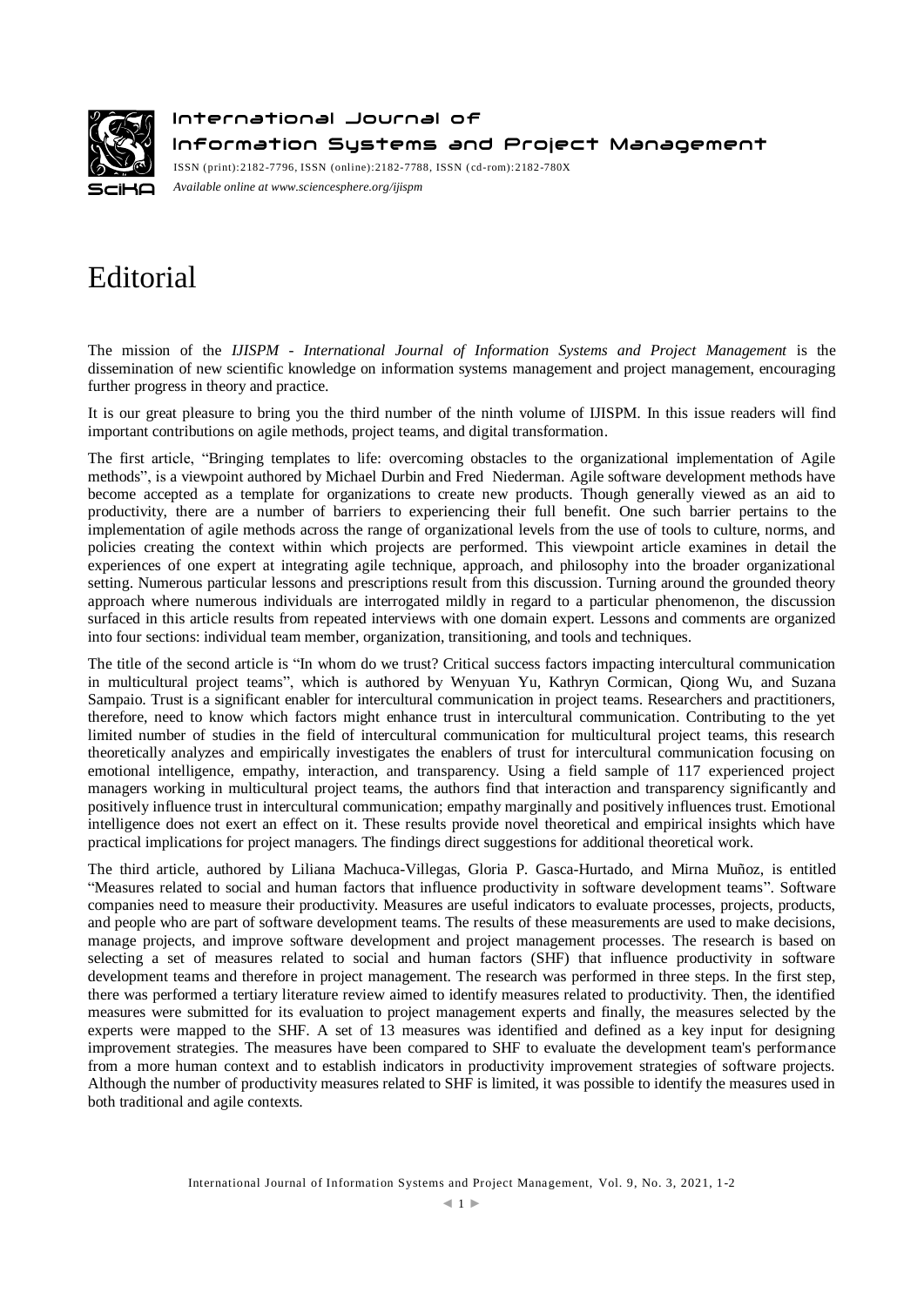# Editorial

The mission of the *IJISPM - International Journal of Information Systems and Project Management* is the dissemination of new scientific knowledge on information systems management and project management, encouraging further progress in theory and practice.

It is our great pleasure to bring you the third number of the ninth volume of IJISPM. In this issue readers will find important contributions on agile methods, project teams, and digital transformation.

The first article, "Bringing templates to life: overcoming obstacles to the organizational implementation of Agile methods", is a viewpoint authored by Michael Durbin and Fred Niederman. Agile software development methods have become accepted as a template for organizations to create new products. Though generally viewed as an aid to productivity, there are a number of barriers to experiencing their full benefit. One such barrier pertains to the implementation of agile methods across the range of organizational levels from the use of tools to culture, norms, and policies creating the context within which projects are performed. This viewpoint article examines in detail the experiences of one expert at integrating agile technique, approach, and philosophy into the broader organizational setting. Numerous particular lessons and prescriptions result from this discussion. Turning around the grounded theory approach where numerous individuals are interrogated mildly in regard to a particular phenomenon, the discussion surfaced in this article results from repeated interviews with one domain expert. Lessons and comments are organized into four sections: individual team member, organization, transitioning, and tools and techniques.

The title of the second article is "In whom do we trust? Critical success factors impacting intercultural communication in multicultural project teams", which is authored by Wenyuan Yu, Kathryn Cormican, Qiong Wu, and Suzana Sampaio. Trust is a significant enabler for intercultural communication in project teams. Researchers and practitioners, therefore, need to know which factors might enhance trust in intercultural communication. Contributing to the yet limited number of studies in the field of intercultural communication for multicultural project teams, this research theoretically analyzes and empirically investigates the enablers of trust for intercultural communication focusing on emotional intelligence, empathy, interaction, and transparency. Using a field sample of 117 experienced project managers working in multicultural project teams, the authors find that interaction and transparency significantly and positively influence trust in intercultural communication; empathy marginally and positively influences trust. Emotional intelligence does not exert an effect on it. These results provide novel theoretical and empirical insights which have practical implications for project managers. The findings direct suggestions for additional theoretical work.

The third article, authored by Liliana Machuca-Villegas, Gloria P. Gasca-Hurtado, and Mirna Muñoz, is entitled "Measures related to social and human factors that influence productivity in software development teams". Software companies need to measure their productivity. Measures are useful indicators to evaluate processes, projects, products, and people who are part of software development teams. The results of these measurements are used to make decisions, manage projects, and improve software development and project management processes. The research is based on selecting a set of measures related to social and human factors (SHF) that influence productivity in software development teams and therefore in project management. The research was performed in three steps. In the first step, there was performed a tertiary literature review aimed to identify measures related to productivity. Then, the identified measures were submitted for its evaluation to project management experts and finally, the measures selected by the experts were mapped to the SHF. A set of 13 measures was identified and defined as a key input for designing improvement strategies. The measures have been compared to SHF to evaluate the development team's performance from a more human context and to establish indicators in productivity improvement strategies of software projects. Although the number of productivity measures related to SHF is limited, it was possible to identify the measures used in both traditional and agile contexts.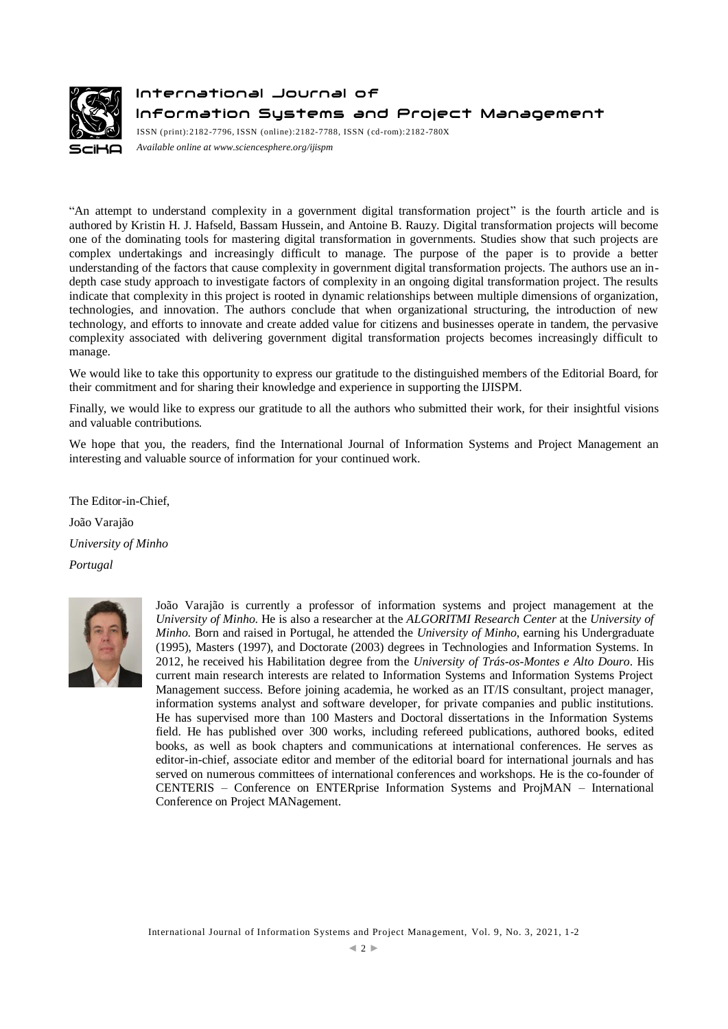"An attempt to understand complexity in a government digital transformation project" is the fourth article and is authored by Kristin H. J. Hafseld, Bassam Hussein, and Antoine B. Rauzy. Digital transformation projects will become one of the dominating tools for mastering digital transformation in governments. Studies show that such projects are complex undertakings and increasingly difficult to manage. The purpose of the paper is to provide a better understanding of the factors that cause complexity in government digital transformation projects. The authors use an in-depth case study approach to investigate factors of complexity in an ongoing digital transformation project. The results indicate that complexity in this project is rooted in dynamic relationships between multiple dimensions of organization, technologies, and innovation. The authors conclude that when organizational structuring, the introduction of new technology, and efforts to innovate and create added value for citizens and businesses operate in tandem, the pervasive complexity associated with delivering government digital transformation projects becomes increasingly difficult to manage.

We would like to take this opportunity to express our gratitude to the distinguished members of the Editorial Board, for their commitment and for sharing their knowledge and experience in supporting the IJISPM.

Finally, we would like to express our gratitude to all the authors who submitted their work, for their insightful visions and valuable contributions.

We hope that you, the readers, find the International Journal of Information Systems and Project Management an interesting and valuable source of information for your continued work.

The Editor-in-Chief,

João Varajão

*University of Minho*

*Portugal*

João Varajão is currently a professor of information systems and project management at the *University of Minho*. He is also a researcher at the *ALGORITMI Research Center* at the *University of Minho*. Born and raised in Portugal, he attended the *University of Minho*, earning his Undergraduate (1995), Masters (1997), and Doctorate (2003) degrees in Technologies and Information Systems. In 2012, he received his Habilitation degree from the *University of Trás-os-Montes e Alto Douro*. His current main research interests are related to Information Systems and Information Systems Project Management success. Before joining academia, he worked as an IT/IS consultant, project manager, information systems analyst and software developer, for private companies and public institutions. He has supervised more than 100 Masters and Doctoral dissertations in the Information Systems field. He has published over 300 works, including refereed publications, authored books, edited books, as well as book chapters and communications at international conferences. He serves as editor-in-chief, associate editor and member of the editorial board for international journals and has served on numerous committees of international conferences and workshops. He is the co-founder of CENTERIS – Conference on ENTERprise Information Systems and ProjMAN – International Conference on Project MANagement.